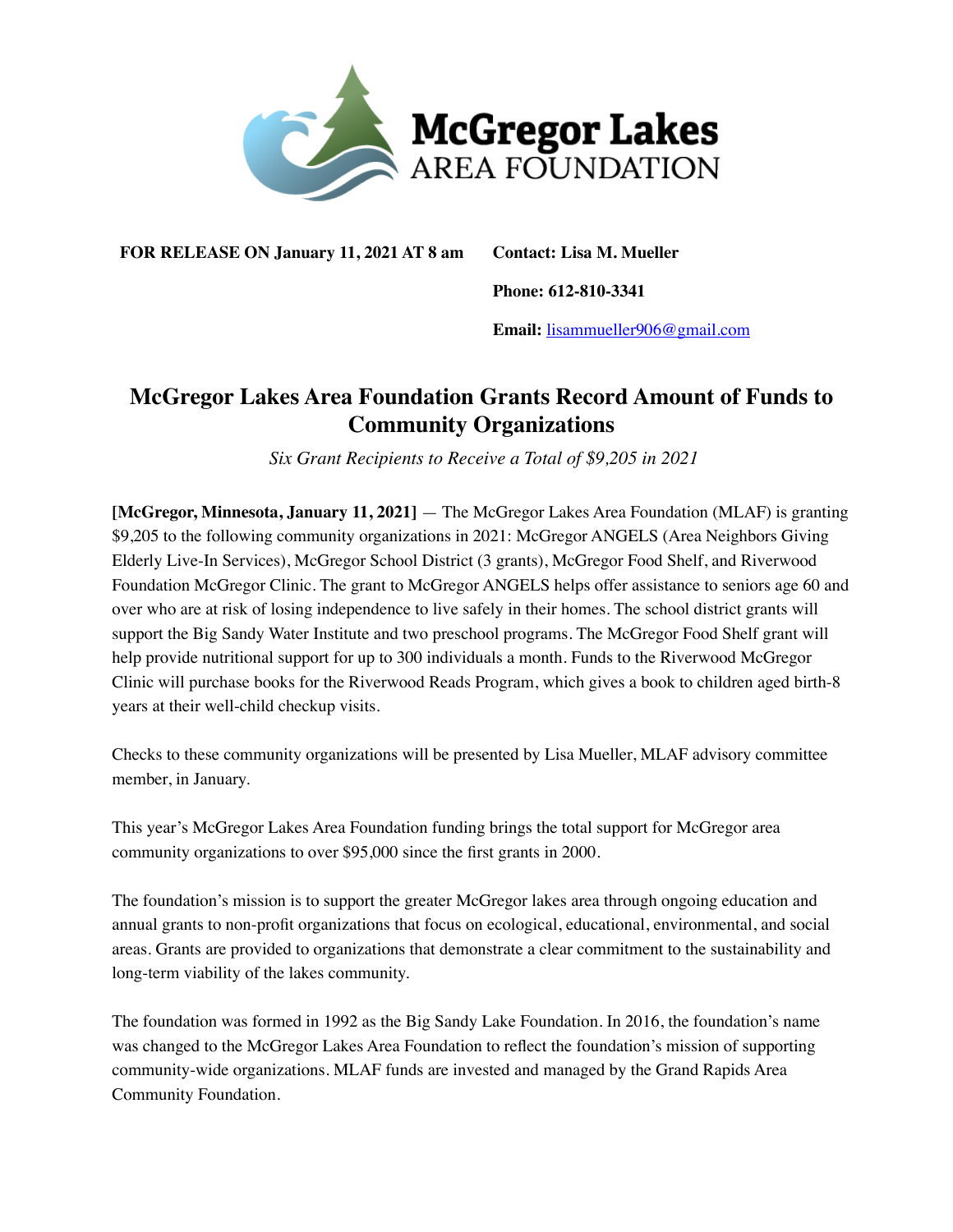McGregor Lakes AREA FOUNDATION

**FOR RELEASE ON January 11, 2021 AT 8 am**

**Contact: Lisa M. Mueller**

**Phone: 612-810-3341**

**Email:** lisammueller906@gmail.com

# McGregor Lakes Area Foundation Grants Record Amount of Funds to Community Organizations

*Six Grant Recipients to Receive a Total of $9,205 in 2021*

**[McGregor, Minnesota, January 11, 2021]** — The McGregor Lakes Area Foundation (MLAF) is granting $9,205 to the following community organizations in 2021: McGregor ANGELS (Area Neighbors Giving Elderly Live-In Services), McGregor School District (3 grants), McGregor Food Shelf, and Riverwood Foundation McGregor Clinic. The grant to McGregor ANGELS helps offer assistance to seniors age 60 and over who are at risk of losing independence to live safely in their homes. The school district grants will support the Big Sandy Water Institute and two preschool programs. The McGregor Food Shelf grant will help provide nutritional support for up to 300 individuals a month. Funds to the Riverwood McGregor Clinic will purchase books for the Riverwood Reads Program, which gives a book to children aged birth-8 years at their well-child checkup visits.

Checks to these community organizations will be presented by Lisa Mueller, MLAF advisory committee member, in January.

This year's McGregor Lakes Area Foundation funding brings the total support for McGregor area community organizations to over $95,000 since the first grants in 2000.

The foundation's mission is to support the greater McGregor lakes area through ongoing education and annual grants to non-profit organizations that focus on ecological, educational, environmental, and social areas. Grants are provided to organizations that demonstrate a clear commitment to the sustainability and long-term viability of the lakes community.

The foundation was formed in 1992 as the Big Sandy Lake Foundation. In 2016, the foundation's name was changed to the McGregor Lakes Area Foundation to reflect the foundation's mission of supporting community-wide organizations. MLAF funds are invested and managed by the Grand Rapids Area Community Foundation.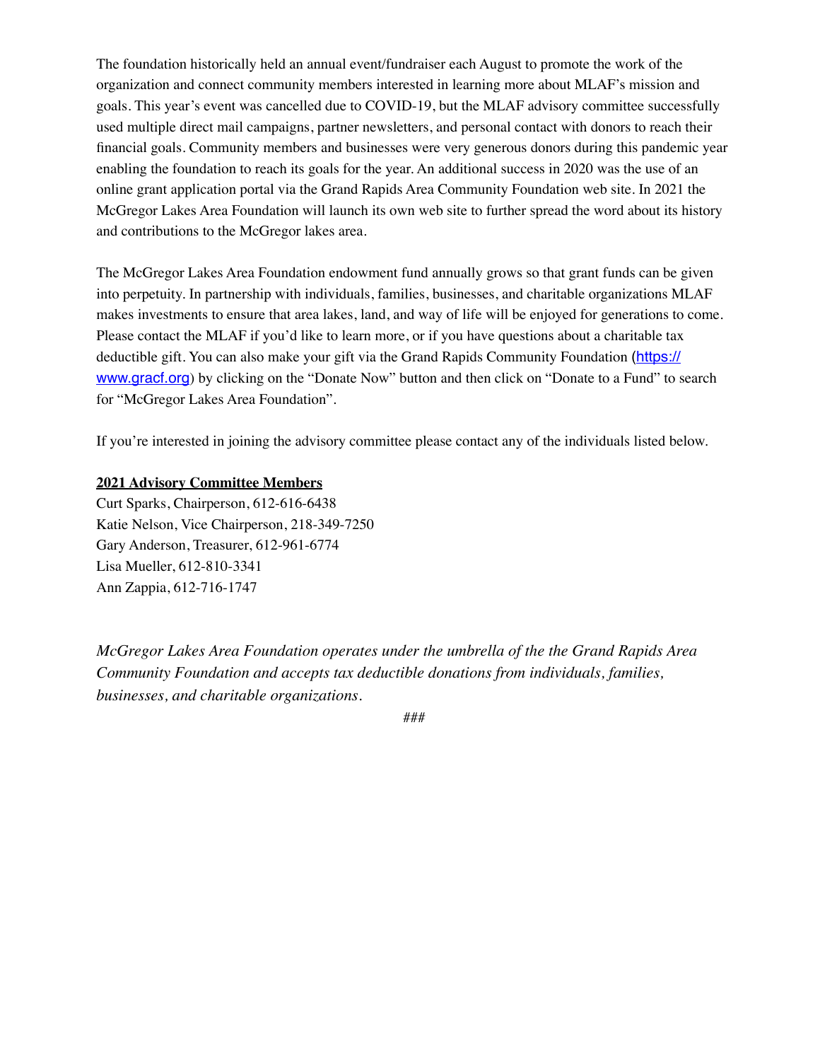The foundation historically held an annual event/fundraiser each August to promote the work of the organization and connect community members interested in learning more about MLAF's mission and goals. This year's event was cancelled due to COVID-19, but the MLAF advisory committee successfully used multiple direct mail campaigns, partner newsletters, and personal contact with donors to reach their financial goals. Community members and businesses were very generous donors during this pandemic year enabling the foundation to reach its goals for the year. An additional success in 2020 was the use of an online grant application portal via the Grand Rapids Area Community Foundation web site. In 2021 the McGregor Lakes Area Foundation will launch its own web site to further spread the word about its history and contributions to the McGregor lakes area.

The McGregor Lakes Area Foundation endowment fund annually grows so that grant funds can be given into perpetuity. In partnership with individuals, families, businesses, and charitable organizations MLAF makes investments to ensure that area lakes, land, and way of life will be enjoyed for generations to come. Please contact the MLAF if you'd like to learn more, or if you have questions about a charitable tax deductible gift. You can also make your gift via the Grand Rapids Community Foundation ([https://www.gracf.org](https://www.gracf.org)) by clicking on the "Donate Now" button and then click on "Donate to a Fund" to search for "McGregor Lakes Area Foundation".

If you're interested in joining the advisory committee please contact any of the individuals listed below.

**2021 Advisory Committee Members**

Curt Sparks, Chairperson, 612-616-6438
Katie Nelson, Vice Chairperson, 218-349-7250
Gary Anderson, Treasurer, 612-961-6774
Lisa Mueller, 612-810-3341
Ann Zappia, 612-716-1747

*McGregor Lakes Area Foundation operates under the umbrella of the the Grand Rapids Area Community Foundation and accepts tax deductible donations from individuals, families, businesses, and charitable organizations.*

###